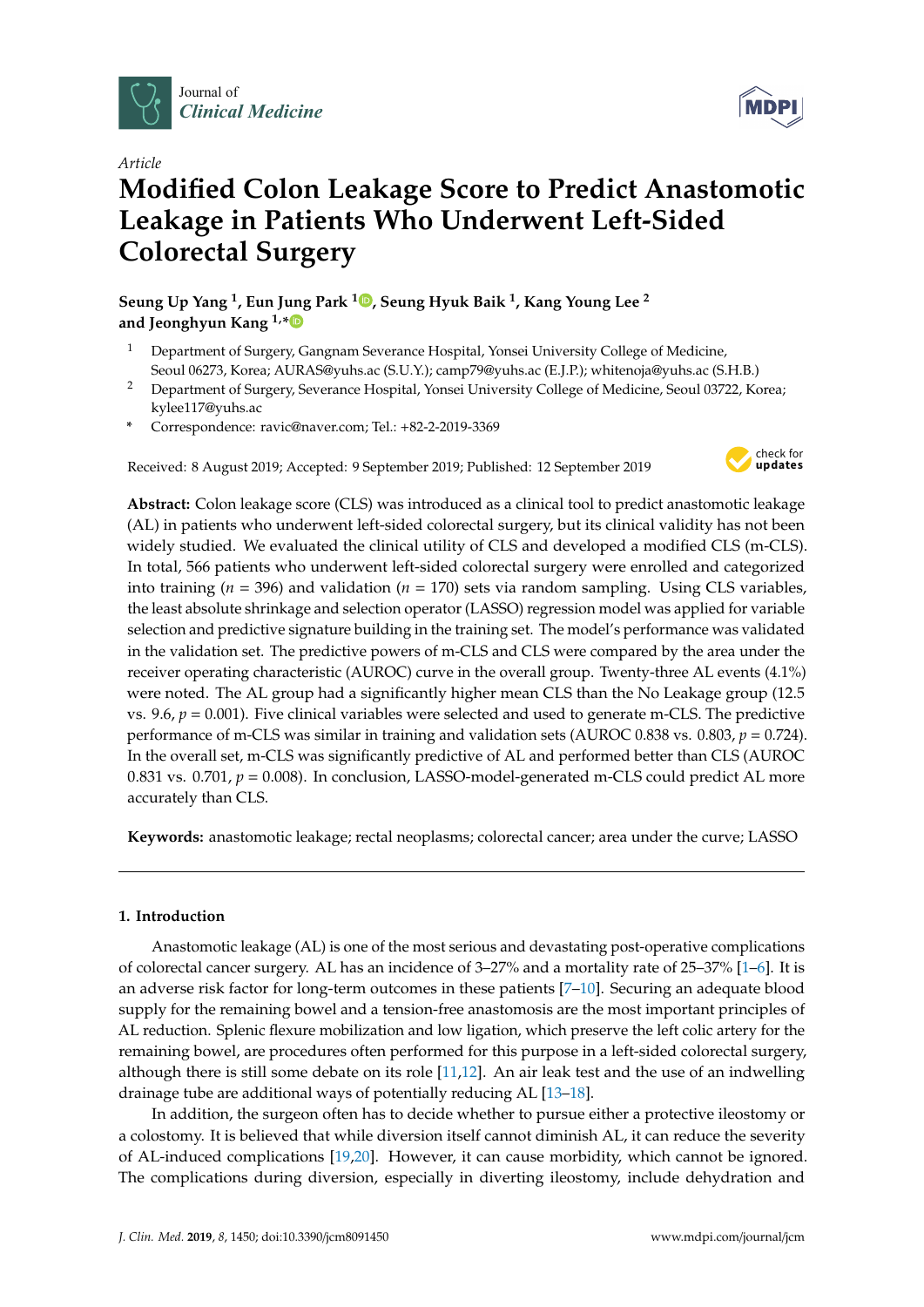Article

# Modified Colon Leakage Score to Predict Anastomotic Leakage in Patients Who Underwent Left-Sided Colorectal Surgery

**Seung Up Yang [1], Eun Jung Park [1], Seung Hyuk Baik [1], Kang Young Lee [2] and Jeonghyun Kang [1,*]**

1. Department of Surgery, Gangnam Severance Hospital, Yonsei University College of Medicine, Seoul 06273, Korea; AURAS@yuhs.ac (S.U.Y.); camp79@yuhs.ac (E.J.P.); whitenoja@yuhs.ac (S.H.B.)
2. Department of Surgery, Severance Hospital, Yonsei University College of Medicine, Seoul 03722, Korea; kylee117@yuhs.ac

\* Correspondence: ravic@naver.com; Tel.: +82-2-2019-3369

Received: 8 August 2019; Accepted: 9 September 2019; Published: 12 September 2019

**Abstract:** Colon leakage score (CLS) was introduced as a clinical tool to predict anastomotic leakage (AL) in patients who underwent left-sided colorectal surgery, but its clinical validity has not been widely studied. We evaluated the clinical utility of CLS and developed a modified CLS (m-CLS). In total, 566 patients who underwent left-sided colorectal surgery were enrolled and categorized into training ($n$ = 396) and validation ($n$ = 170) sets via random sampling. Using CLS variables, the least absolute shrinkage and selection operator (LASSO) regression model was applied for variable selection and predictive signature building in the training set. The model's performance was validated in the validation set. The predictive powers of m-CLS and CLS were compared by the area under the receiver operating characteristic (AUROC) curve in the overall group. Twenty-three AL events (4.1%) were noted. The AL group had a significantly higher mean CLS than the No Leakage group (12.5 vs. 9.6, $p$ = 0.001). Five clinical variables were selected and used to generate m-CLS. The predictive performance of m-CLS was similar in training and validation sets (AUROC 0.838 vs. 0.803, $p$ = 0.724). In the overall set, m-CLS was significantly predictive of AL and performed better than CLS (AUROC 0.831 vs. 0.701, $p$ = 0.008). In conclusion, LASSO-model-generated m-CLS could predict AL more accurately than CLS.

**Keywords:** anastomotic leakage; rectal neoplasms; colorectal cancer; area under the curve; LASSO

## 1. Introduction

Anastomotic leakage (AL) is one of the most serious and devastating post-operative complications of colorectal cancer surgery. AL has an incidence of 3–27% and a mortality rate of 25–37% [1–6]. It is an adverse risk factor for long-term outcomes in these patients [7–10]. Securing an adequate blood supply for the remaining bowel and a tension-free anastomosis are the most important principles of AL reduction. Splenic flexure mobilization and low ligation, which preserve the left colic artery for the remaining bowel, are procedures often performed for this purpose in a left-sided colorectal surgery, although there is still some debate on its role [11,12]. An air leak test and the use of an indwelling drainage tube are additional ways of potentially reducing AL [13–18].

In addition, the surgeon often has to decide whether to pursue either a protective ileostomy or a colostomy. It is believed that while diversion itself cannot diminish AL, it can reduce the severity of AL-induced complications [19,20]. However, it can cause morbidity, which cannot be ignored. The complications during diversion, especially in diverting ileostomy, include dehydration and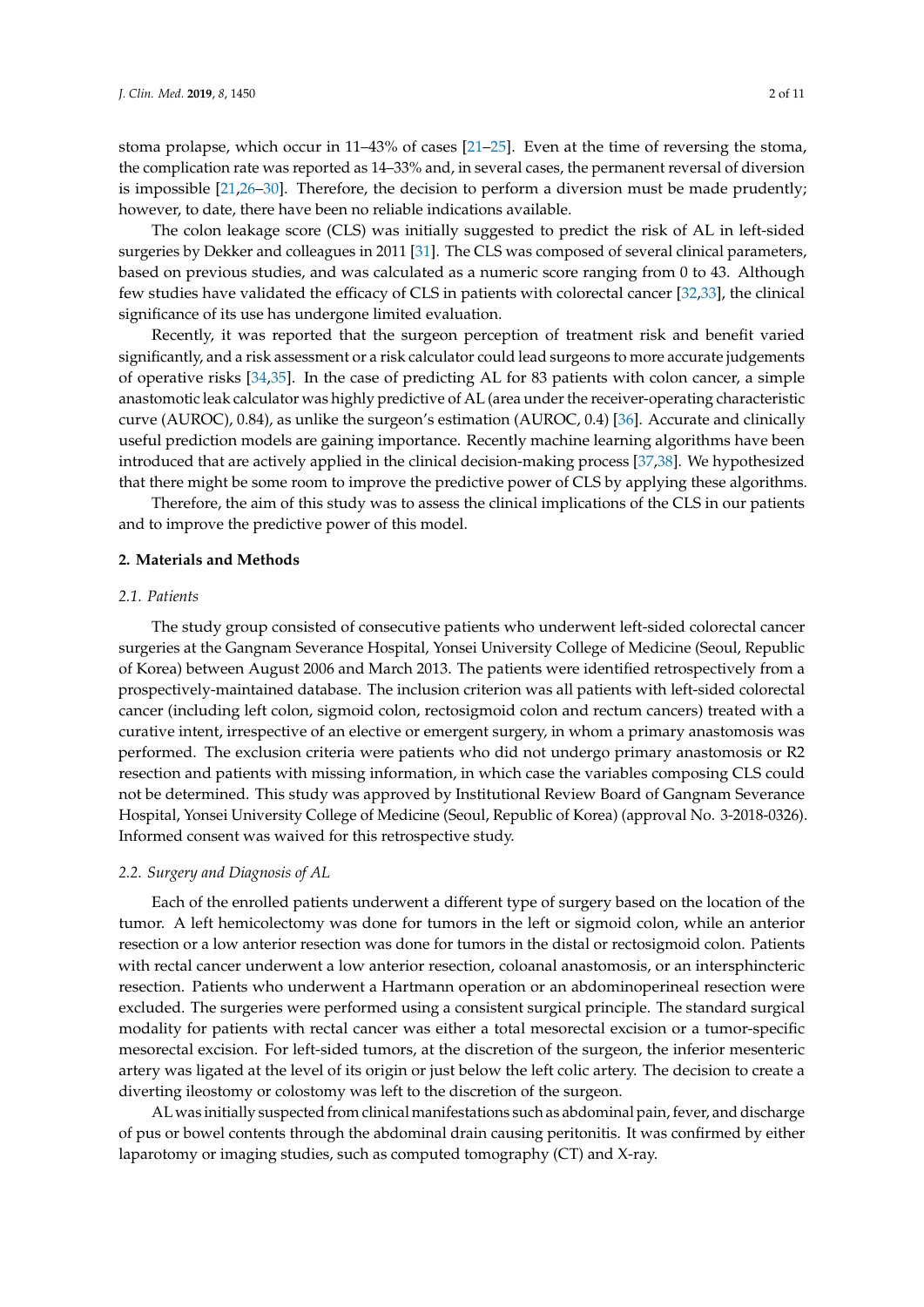stoma prolapse, which occur in 11–43% of cases [21–25]. Even at the time of reversing the stoma, the complication rate was reported as 14–33% and, in several cases, the permanent reversal of diversion is impossible [21,26–30]. Therefore, the decision to perform a diversion must be made prudently; however, to date, there have been no reliable indications available.

The colon leakage score (CLS) was initially suggested to predict the risk of AL in left-sided surgeries by Dekker and colleagues in 2011 [31]. The CLS was composed of several clinical parameters, based on previous studies, and was calculated as a numeric score ranging from 0 to 43. Although few studies have validated the efficacy of CLS in patients with colorectal cancer [32,33], the clinical significance of its use has undergone limited evaluation.

Recently, it was reported that the surgeon perception of treatment risk and benefit varied significantly, and a risk assessment or a risk calculator could lead surgeons to more accurate judgements of operative risks [34,35]. In the case of predicting AL for 83 patients with colon cancer, a simple anastomotic leak calculator was highly predictive of AL (area under the receiver-operating characteristic curve (AUROC), 0.84), as unlike the surgeon's estimation (AUROC, 0.4) [36]. Accurate and clinically useful prediction models are gaining importance. Recently machine learning algorithms have been introduced that are actively applied in the clinical decision-making process [37,38]. We hypothesized that there might be some room to improve the predictive power of CLS by applying these algorithms.

Therefore, the aim of this study was to assess the clinical implications of the CLS in our patients and to improve the predictive power of this model.

## 2. Materials and Methods

### 2.1. Patients

The study group consisted of consecutive patients who underwent left-sided colorectal cancer surgeries at the Gangnam Severance Hospital, Yonsei University College of Medicine (Seoul, Republic of Korea) between August 2006 and March 2013. The patients were identified retrospectively from a prospectively-maintained database. The inclusion criterion was all patients with left-sided colorectal cancer (including left colon, sigmoid colon, rectosigmoid colon and rectum cancers) treated with a curative intent, irrespective of an elective or emergent surgery, in whom a primary anastomosis was performed. The exclusion criteria were patients who did not undergo primary anastomosis or R2 resection and patients with missing information, in which case the variables composing CLS could not be determined. This study was approved by Institutional Review Board of Gangnam Severance Hospital, Yonsei University College of Medicine (Seoul, Republic of Korea) (approval No. 3-2018-0326). Informed consent was waived for this retrospective study.

### 2.2. Surgery and Diagnosis of AL

Each of the enrolled patients underwent a different type of surgery based on the location of the tumor. A left hemicolectomy was done for tumors in the left or sigmoid colon, while an anterior resection or a low anterior resection was done for tumors in the distal or rectosigmoid colon. Patients with rectal cancer underwent a low anterior resection, coloanal anastomosis, or an intersphincteric resection. Patients who underwent a Hartmann operation or an abdominoperineal resection were excluded. The surgeries were performed using a consistent surgical principle. The standard surgical modality for patients with rectal cancer was either a total mesorectal excision or a tumor-specific mesorectal excision. For left-sided tumors, at the discretion of the surgeon, the inferior mesenteric artery was ligated at the level of its origin or just below the left colic artery. The decision to create a diverting ileostomy or colostomy was left to the discretion of the surgeon.

AL was initially suspected from clinical manifestations such as abdominal pain, fever, and discharge of pus or bowel contents through the abdominal drain causing peritonitis. It was confirmed by either laparotomy or imaging studies, such as computed tomography (CT) and X-ray.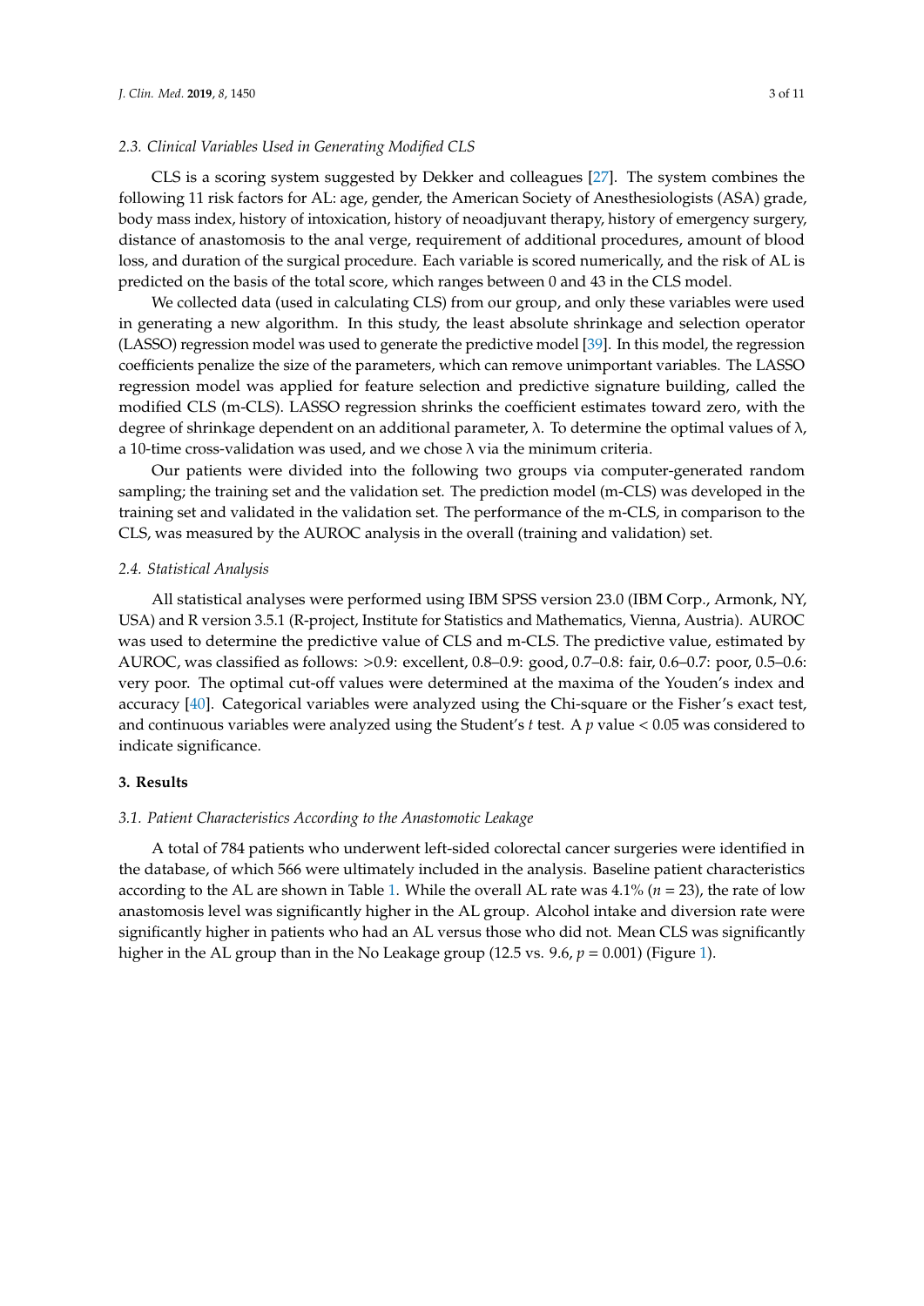### 2.3. Clinical Variables Used in Generating Modified CLS

CLS is a scoring system suggested by Dekker and colleagues [27]. The system combines the following 11 risk factors for AL: age, gender, the American Society of Anesthesiologists (ASA) grade, body mass index, history of intoxication, history of neoadjuvant therapy, history of emergency surgery, distance of anastomosis to the anal verge, requirement of additional procedures, amount of blood loss, and duration of the surgical procedure. Each variable is scored numerically, and the risk of AL is predicted on the basis of the total score, which ranges between 0 and 43 in the CLS model.

We collected data (used in calculating CLS) from our group, and only these variables were used in generating a new algorithm. In this study, the least absolute shrinkage and selection operator (LASSO) regression model was used to generate the predictive model [39]. In this model, the regression coefficients penalize the size of the parameters, which can remove unimportant variables. The LASSO regression model was applied for feature selection and predictive signature building, called the modified CLS (m-CLS). LASSO regression shrinks the coefficient estimates toward zero, with the degree of shrinkage dependent on an additional parameter, $\lambda$. To determine the optimal values of $\lambda$, a 10-time cross-validation was used, and we chose $\lambda$ via the minimum criteria.

Our patients were divided into the following two groups via computer-generated random sampling; the training set and the validation set. The prediction model (m-CLS) was developed in the training set and validated in the validation set. The performance of the m-CLS, in comparison to the CLS, was measured by the AUROC analysis in the overall (training and validation) set.

### 2.4. Statistical Analysis

All statistical analyses were performed using IBM SPSS version 23.0 (IBM Corp., Armonk, NY, USA) and R version 3.5.1 (R-project, Institute for Statistics and Mathematics, Vienna, Austria). AUROC was used to determine the predictive value of CLS and m-CLS. The predictive value, estimated by AUROC, was classified as follows: >0.9: excellent, 0.8–0.9: good, 0.7–0.8: fair, 0.6–0.7: poor, 0.5–0.6: very poor. The optimal cut-off values were determined at the maxima of the Youden's index and accuracy [40]. Categorical variables were analyzed using the Chi-square or the Fisher's exact test, and continuous variables were analyzed using the Student's *t* test. A $p$ value < 0.05 was considered to indicate significance.

## 3. Results

### 3.1. Patient Characteristics According to the Anastomotic Leakage

A total of 784 patients who underwent left-sided colorectal cancer surgeries were identified in the database, of which 566 were ultimately included in the analysis. Baseline patient characteristics according to the AL are shown in Table 1. While the overall AL rate was 4.1% ($n$ = 23), the rate of low anastomosis level was significantly higher in the AL group. Alcohol intake and diversion rate were significantly higher in patients who had an AL versus those who did not. Mean CLS was significantly higher in the AL group than in the No Leakage group (12.5 vs. 9.6, $p$ = 0.001) (Figure 1).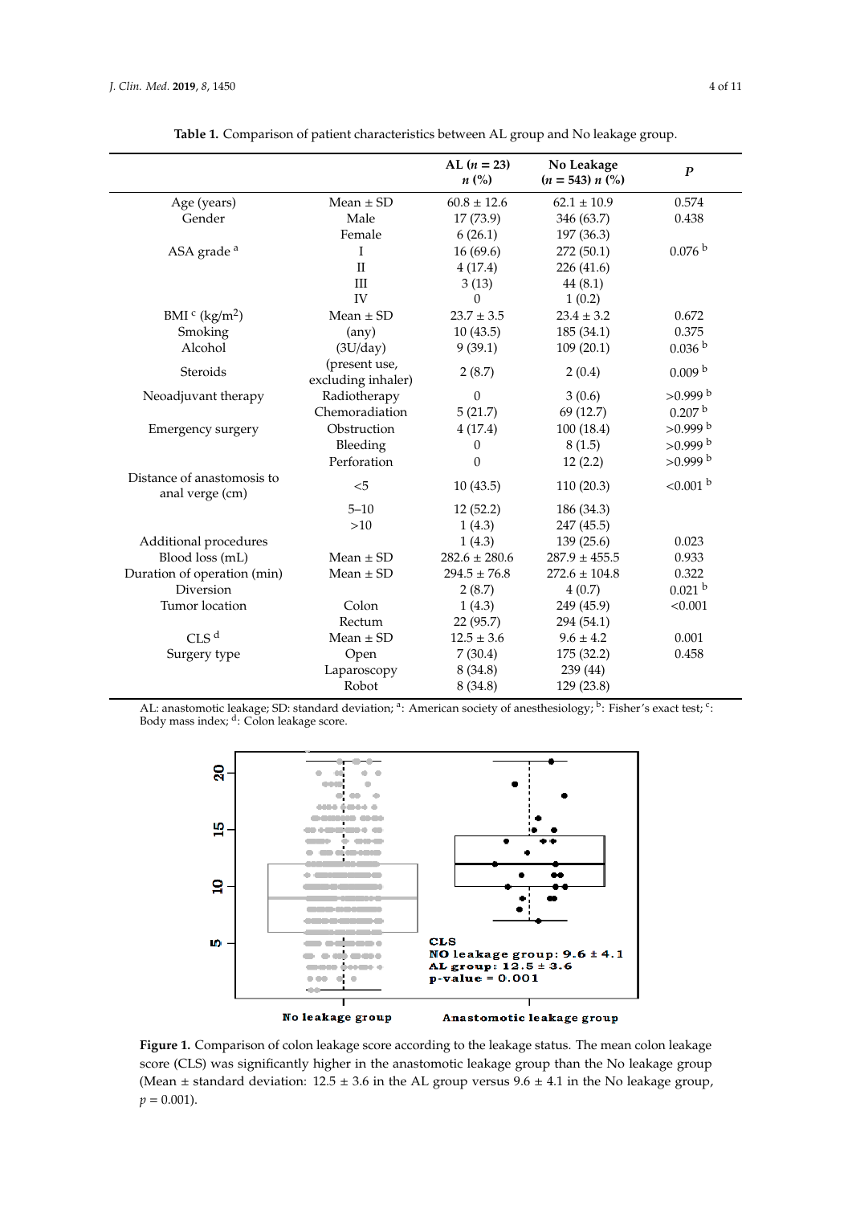**Table 1.** Comparison of patient characteristics between AL group and No leakage group.

| | | AL ($n = 23$) $n$ (%) | No Leakage ($n = 543$) $n$ (%) | $P$ |
|---|---|---|---|---|
| Age (years) | Mean ± SD | 60.8 ± 12.6 | 62.1 ± 10.9 | 0.574 |
| Gender | Male | 17 (73.9) | 346 (63.7) | 0.438 |
| | Female | 6 (26.1) | 197 (36.3) | |
| ASA grade [a] | I | 16 (69.6) | 272 (50.1) | 0.076 [b] |
| | II | 4 (17.4) | 226 (41.6) | |
| | III | 3 (13) | 44 (8.1) | |
| | IV | 0 | 1 (0.2) | |
| BMI [c] (kg/m$^2$) | Mean ± SD | 23.7 ± 3.5 | 23.4 ± 3.2 | 0.672 |
| Smoking | (any) | 10 (43.5) | 185 (34.1) | 0.375 |
| Alcohol | (3U/day) | 9 (39.1) | 109 (20.1) | 0.036 [b] |
| Steroids | (present use, excluding inhaler) | 2 (8.7) | 2 (0.4) | 0.009 [b] |
| Neoadjuvant therapy | Radiotherapy | 0 | 3 (0.6) | >0.999 [b] |
| | Chemoradiation | 5 (21.7) | 69 (12.7) | 0.207 [b] |
| Emergency surgery | Obstruction | 4 (17.4) | 100 (18.4) | >0.999 [b] |
| | Bleeding | 0 | 8 (1.5) | >0.999 [b] |
| | Perforation | 0 | 12 (2.2) | >0.999 [b] |
| Distance of anastomosis to anal verge (cm) | <5 | 10 (43.5) | 110 (20.3) | <0.001 [b] |
| | 5–10 | 12 (52.2) | 186 (34.3) | |
| | >10 | 1 (4.3) | 247 (45.5) | |
| Additional procedures | | 1 (4.3) | 139 (25.6) | 0.023 |
| Blood loss (mL) | Mean ± SD | 282.6 ± 280.6 | 287.9 ± 455.5 | 0.933 |
| Duration of operation (min) | Mean ± SD | 294.5 ± 76.8 | 272.6 ± 104.8 | 0.322 |
| Diversion | | 2 (8.7) | 4 (0.7) | 0.021 [b] |
| Tumor location | Colon | 1 (4.3) | 249 (45.9) | <0.001 |
| | Rectum | 22 (95.7) | 294 (54.1) | |
| CLS [d] | Mean ± SD | 12.5 ± 3.6 | 9.6 ± 4.2 | 0.001 |
| Surgery type | Open | 7 (30.4) | 175 (32.2) | 0.458 |
| | Laparoscopy | 8 (34.8) | 239 (44) | |
| | Robot | 8 (34.8) | 129 (23.8) | |

AL: anastomotic leakage; SD: standard deviation; [a]: American society of anesthesiology; [b]: Fisher's exact test; [c]: Body mass index; [d]: Colon leakage score.

**Figure 1.** Comparison of colon leakage score according to the leakage status. The mean colon leakage score (CLS) was significantly higher in the anastomotic leakage group than the No leakage group (Mean ± standard deviation: 12.5 ± 3.6 in the AL group versus 9.6 ± 4.1 in the No leakage group, $p = 0.001$).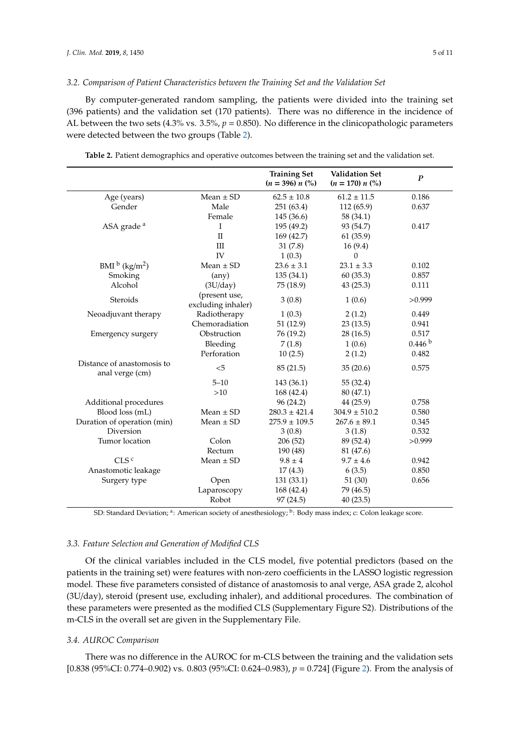### 3.2. Comparison of Patient Characteristics between the Training Set and the Validation Set

By computer-generated random sampling, the patients were divided into the training set (396 patients) and the validation set (170 patients). There was no difference in the incidence of AL between the two sets (4.3% vs. 3.5%, $p = 0.850$). No difference in the clinicopathologic parameters were detected between the two groups (Table 2).

**Table 2.** Patient demographics and operative outcomes between the training set and the validation set.

| | | Training Set ($n = 396$) $n$ (%) | Validation Set ($n = 170$) $n$ (%) | $P$ |
|---|---|---|---|---|
| Age (years) | Mean ± SD | 62.5 ± 10.8 | 61.2 ± 11.5 | 0.186 |
| Gender | Male | 251 (63.4) | 112 (65.9) | 0.637 |
| | Female | 145 (36.6) | 58 (34.1) | |
| ASA grade [a] | I | 195 (49.2) | 93 (54.7) | 0.417 |
| | II | 169 (42.7) | 61 (35.9) | |
| | III | 31 (7.8) | 16 (9.4) | |
| | IV | 1 (0.3) | 0 | |
| BMI [b] (kg/m$^2$) | Mean ± SD | 23.6 ± 3.1 | 23.1 ± 3.3 | 0.102 |
| Smoking | (any) | 135 (34.1) | 60 (35.3) | 0.857 |
| Alcohol | (3U/day) | 75 (18.9) | 43 (25.3) | 0.111 |
| Steroids | (present use, excluding inhaler) | 3 (0.8) | 1 (0.6) | >0.999 |
| Neoadjuvant therapy | Radiotherapy | 1 (0.3) | 2 (1.2) | 0.449 |
| | Chemoradiation | 51 (12.9) | 23 (13.5) | 0.941 |
| Emergency surgery | Obstruction | 76 (19.2) | 28 (16.5) | 0.517 |
| | Bleeding | 7 (1.8) | 1 (0.6) | 0.446 [b] |
| | Perforation | 10 (2.5) | 2 (1.2) | 0.482 |
| Distance of anastomosis to anal verge (cm) | <5 | 85 (21.5) | 35 (20.6) | 0.575 |
| | 5–10 | 143 (36.1) | 55 (32.4) | |
| | >10 | 168 (42.4) | 80 (47.1) | |
| Additional procedures | | 96 (24.2) | 44 (25.9) | 0.758 |
| Blood loss (mL) | Mean ± SD | 280.3 ± 421.4 | 304.9 ± 510.2 | 0.580 |
| Duration of operation (min) | Mean ± SD | 275.9 ± 109.5 | 267.6 ± 89.1 | 0.345 |
| Diversion | | 3 (0.8) | 3 (1.8) | 0.532 |
| Tumor location | Colon | 206 (52) | 89 (52.4) | >0.999 |
| | Rectum | 190 (48) | 81 (47.6) | |
| CLS [c] | Mean ± SD | 9.8 ± 4 | 9.7 ± 4.6 | 0.942 |
| Anastomotic leakage | | 17 (4.3) | 6 (3.5) | 0.850 |
| Surgery type | Open | 131 (33.1) | 51 (30) | 0.656 |
| | Laparoscopy | 168 (42.4) | 79 (46.5) | |
| | Robot | 97 (24.5) | 40 (23.5) | |

SD: Standard Deviation; [a]: American society of anesthesiology; [b]: Body mass index; c: Colon leakage score.

### 3.3. Feature Selection and Generation of Modified CLS

Of the clinical variables included in the CLS model, five potential predictors (based on the patients in the training set) were features with non-zero coefficients in the LASSO logistic regression model. These five parameters consisted of distance of anastomosis to anal verge, ASA grade 2, alcohol (3U/day), steroid (present use, excluding inhaler), and additional procedures. The combination of these parameters were presented as the modified CLS (Supplementary Figure S2). Distributions of the m-CLS in the overall set are given in the Supplementary File.

### 3.4. AUROC Comparison

There was no difference in the AUROC for m-CLS between the training and the validation sets [0.838 (95%CI: 0.774–0.902) vs. 0.803 (95%CI: 0.624–0.983), $p = 0.724$] (Figure 2). From the analysis of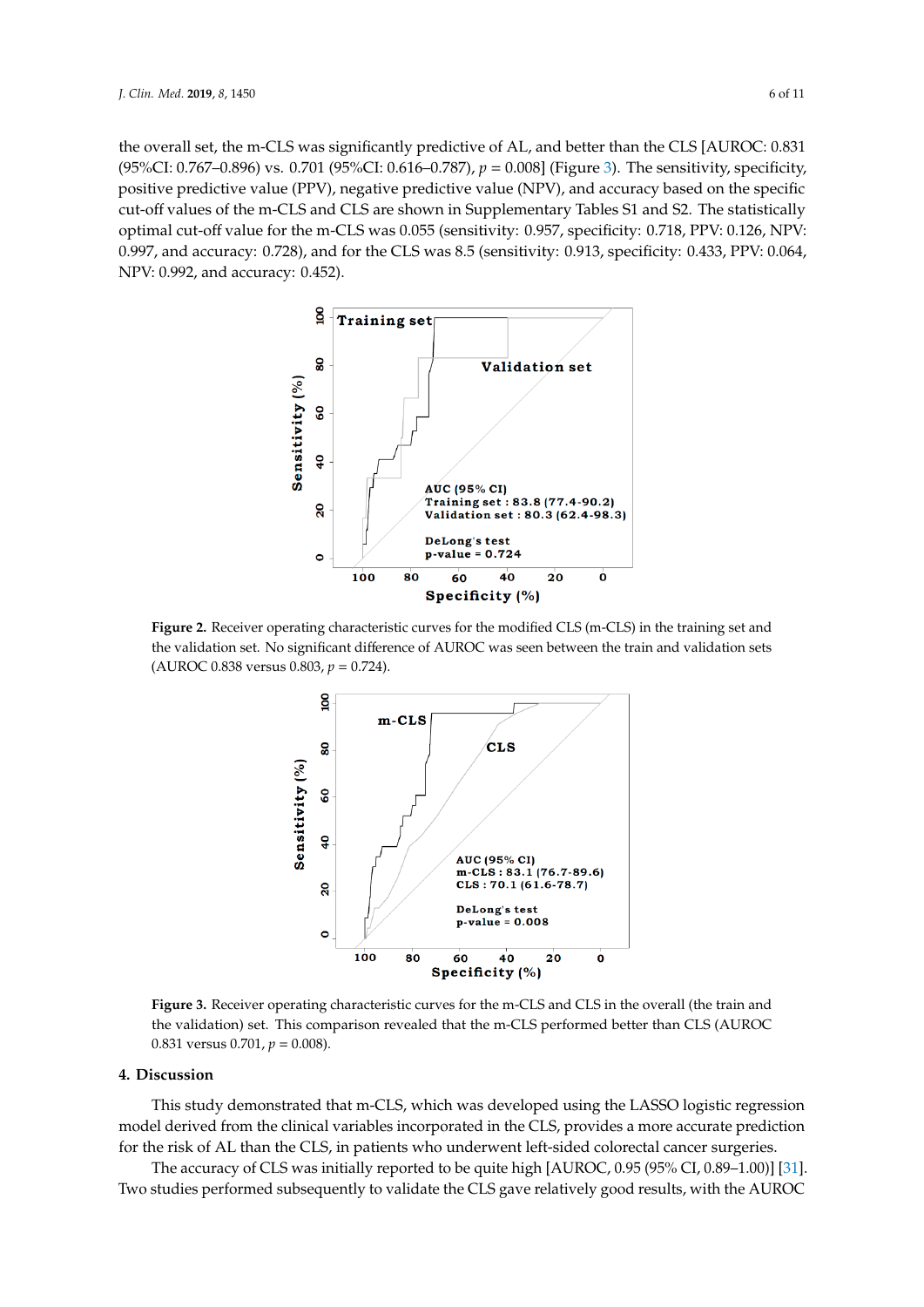the overall set, the m-CLS was significantly predictive of AL, and better than the CLS [AUROC: 0.831 (95%CI: 0.767–0.896) vs. 0.701 (95%CI: 0.616–0.787), $p = 0.008$] (Figure 3). The sensitivity, specificity, positive predictive value (PPV), negative predictive value (NPV), and accuracy based on the specific cut-off values of the m-CLS and CLS are shown in Supplementary Tables S1 and S2. The statistically optimal cut-off value for the m-CLS was 0.055 (sensitivity: 0.957, specificity: 0.718, PPV: 0.126, NPV: 0.997, and accuracy: 0.728), and for the CLS was 8.5 (sensitivity: 0.913, specificity: 0.433, PPV: 0.064, NPV: 0.992, and accuracy: 0.452).

**Figure 2.** Receiver operating characteristic curves for the modified CLS (m-CLS) in the training set and the validation set. No significant difference of AUROC was seen between the train and validation sets (AUROC 0.838 versus 0.803, $p = 0.724$).

**Figure 3.** Receiver operating characteristic curves for the m-CLS and CLS in the overall (the train and the validation) set. This comparison revealed that the m-CLS performed better than CLS (AUROC 0.831 versus 0.701, $p = 0.008$).

## 4. Discussion

This study demonstrated that m-CLS, which was developed using the LASSO logistic regression model derived from the clinical variables incorporated in the CLS, provides a more accurate prediction for the risk of AL than the CLS, in patients who underwent left-sided colorectal cancer surgeries.

The accuracy of CLS was initially reported to be quite high [AUROC, 0.95 (95% CI, 0.89–1.00)] [31]. Two studies performed subsequently to validate the CLS gave relatively good results, with the AUROC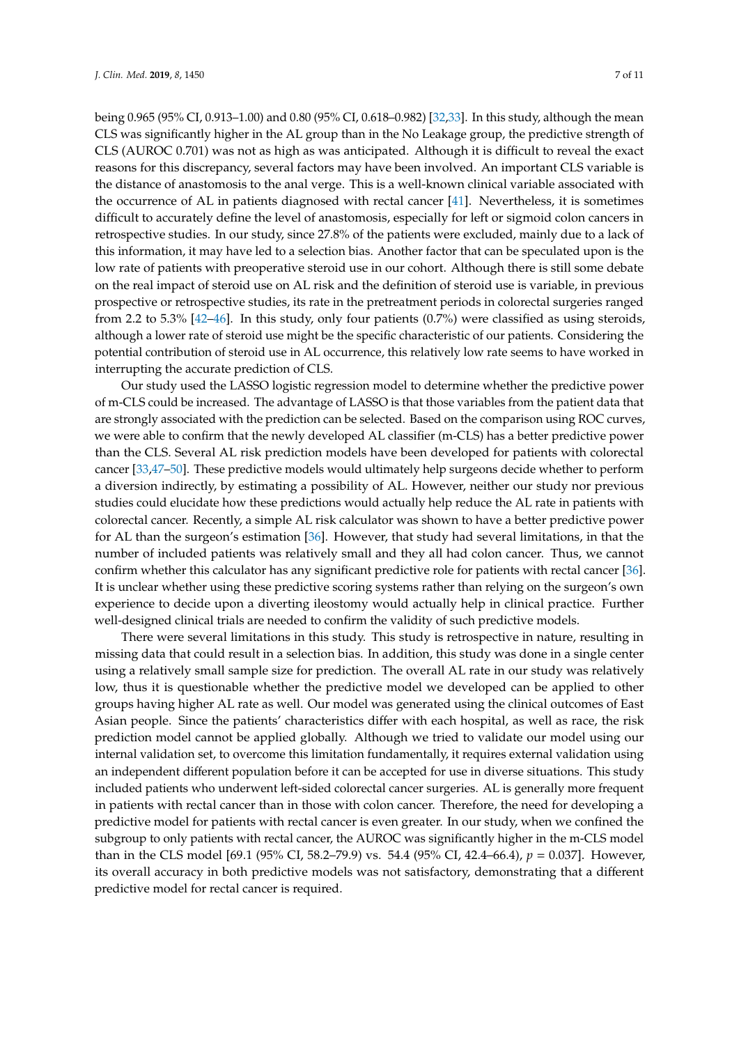being 0.965 (95% CI, 0.913–1.00) and 0.80 (95% CI, 0.618–0.982) [32,33]. In this study, although the mean CLS was significantly higher in the AL group than in the No Leakage group, the predictive strength of CLS (AUROC 0.701) was not as high as was anticipated. Although it is difficult to reveal the exact reasons for this discrepancy, several factors may have been involved. An important CLS variable is the distance of anastomosis to the anal verge. This is a well-known clinical variable associated with the occurrence of AL in patients diagnosed with rectal cancer [41]. Nevertheless, it is sometimes difficult to accurately define the level of anastomosis, especially for left or sigmoid colon cancers in retrospective studies. In our study, since 27.8% of the patients were excluded, mainly due to a lack of this information, it may have led to a selection bias. Another factor that can be speculated upon is the low rate of patients with preoperative steroid use in our cohort. Although there is still some debate on the real impact of steroid use on AL risk and the definition of steroid use is variable, in previous prospective or retrospective studies, its rate in the pretreatment periods in colorectal surgeries ranged from 2.2 to 5.3% [42–46]. In this study, only four patients (0.7%) were classified as using steroids, although a lower rate of steroid use might be the specific characteristic of our patients. Considering the potential contribution of steroid use in AL occurrence, this relatively low rate seems to have worked in interrupting the accurate prediction of CLS.

Our study used the LASSO logistic regression model to determine whether the predictive power of m-CLS could be increased. The advantage of LASSO is that those variables from the patient data that are strongly associated with the prediction can be selected. Based on the comparison using ROC curves, we were able to confirm that the newly developed AL classifier (m-CLS) has a better predictive power than the CLS. Several AL risk prediction models have been developed for patients with colorectal cancer [33,47–50]. These predictive models would ultimately help surgeons decide whether to perform a diversion indirectly, by estimating a possibility of AL. However, neither our study nor previous studies could elucidate how these predictions would actually help reduce the AL rate in patients with colorectal cancer. Recently, a simple AL risk calculator was shown to have a better predictive power for AL than the surgeon's estimation [36]. However, that study had several limitations, in that the number of included patients was relatively small and they all had colon cancer. Thus, we cannot confirm whether this calculator has any significant predictive role for patients with rectal cancer [36]. It is unclear whether using these predictive scoring systems rather than relying on the surgeon's own experience to decide upon a diverting ileostomy would actually help in clinical practice. Further well-designed clinical trials are needed to confirm the validity of such predictive models.

There were several limitations in this study. This study is retrospective in nature, resulting in missing data that could result in a selection bias. In addition, this study was done in a single center using a relatively small sample size for prediction. The overall AL rate in our study was relatively low, thus it is questionable whether the predictive model we developed can be applied to other groups having higher AL rate as well. Our model was generated using the clinical outcomes of East Asian people. Since the patients' characteristics differ with each hospital, as well as race, the risk prediction model cannot be applied globally. Although we tried to validate our model using our internal validation set, to overcome this limitation fundamentally, it requires external validation using an independent different population before it can be accepted for use in diverse situations. This study included patients who underwent left-sided colorectal cancer surgeries. AL is generally more frequent in patients with rectal cancer than in those with colon cancer. Therefore, the need for developing a predictive model for patients with rectal cancer is even greater. In our study, when we confined the subgroup to only patients with rectal cancer, the AUROC was significantly higher in the m-CLS model than in the CLS model [69.1 (95% CI, 58.2–79.9) vs. 54.4 (95% CI, 42.4–66.4), $p = 0.037$]. However, its overall accuracy in both predictive models was not satisfactory, demonstrating that a different predictive model for rectal cancer is required.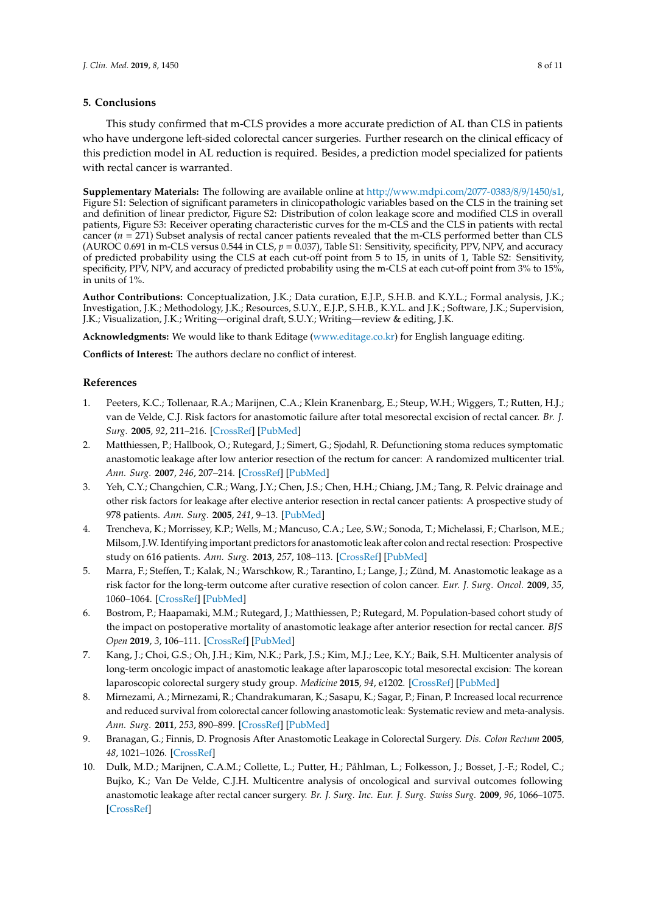## 5. Conclusions

This study confirmed that m-CLS provides a more accurate prediction of AL than CLS in patients who have undergone left-sided colorectal cancer surgeries. Further research on the clinical efficacy of this prediction model in AL reduction is required. Besides, a prediction model specialized for patients with rectal cancer is warranted.

**Supplementary Materials:** The following are available online at http://www.mdpi.com/2077-0383/8/9/1450/s1, Figure S1: Selection of significant parameters in clinicopathologic variables based on the CLS in the training set and definition of linear predictor, Figure S2: Distribution of colon leakage score and modified CLS in overall patients, Figure S3: Receiver operating characteristic curves for the m-CLS and the CLS in patients with rectal cancer ($n$ = 271) Subset analysis of rectal cancer patients revealed that the m-CLS performed better than CLS (AUROC 0.691 in m-CLS versus 0.544 in CLS, $p$ = 0.037), Table S1: Sensitivity, specificity, PPV, NPV, and accuracy of predicted probability using the CLS at each cut-off point from 5 to 15, in units of 1, Table S2: Sensitivity, specificity, PPV, NPV, and accuracy of predicted probability using the m-CLS at each cut-off point from 3% to 15%, in units of 1%.

**Author Contributions:** Conceptualization, J.K.; Data curation, E.J.P., S.H.B. and K.Y.L.; Formal analysis, J.K.; Investigation, J.K.; Methodology, J.K.; Resources, S.U.Y., E.J.P., S.H.B., K.Y.L. and J.K.; Software, J.K.; Supervision, J.K.; Visualization, J.K.; Writing—original draft, S.U.Y.; Writing—review & editing, J.K.

**Acknowledgments:** We would like to thank Editage (www.editage.co.kr) for English language editing.

**Conflicts of Interest:** The authors declare no conflict of interest.

## References

1. Peeters, K.C.; Tollenaar, R.A.; Marijnen, C.A.; Klein Kranenbarg, E.; Steup, W.H.; Wiggers, T.; Rutten, H.J.; van de Velde, C.J. Risk factors for anastomotic failure after total mesorectal excision of rectal cancer. *Br. J. Surg.* **2005**, *92*, 211–216. [CrossRef] [PubMed]
2. Matthiessen, P.; Hallbook, O.; Rutegard, J.; Simert, G.; Sjodahl, R. Defunctioning stoma reduces symptomatic anastomotic leakage after low anterior resection of the rectum for cancer: A randomized multicenter trial. *Ann. Surg.* **2007**, *246*, 207–214. [CrossRef] [PubMed]
3. Yeh, C.Y.; Changchien, C.R.; Wang, J.Y.; Chen, J.S.; Chen, H.H.; Chiang, J.M.; Tang, R. Pelvic drainage and other risk factors for leakage after elective anterior resection in rectal cancer patients: A prospective study of 978 patients. *Ann. Surg.* **2005**, *241*, 9–13. [PubMed]
4. Trencheva, K.; Morrissey, K.P.; Wells, M.; Mancuso, C.A.; Lee, S.W.; Sonoda, T.; Michelassi, F.; Charlson, M.E.; Milsom, J.W. Identifying important predictors for anastomotic leak after colon and rectal resection: Prospective study on 616 patients. *Ann. Surg.* **2013**, *257*, 108–113. [CrossRef] [PubMed]
5. Marra, F.; Steffen, T.; Kalak, N.; Warschkow, R.; Tarantino, I.; Lange, J.; Zünd, M. Anastomotic leakage as a risk factor for the long-term outcome after curative resection of colon cancer. *Eur. J. Surg. Oncol.* **2009**, *35*, 1060–1064. [CrossRef] [PubMed]
6. Bostrom, P.; Haapamaki, M.M.; Rutegard, J.; Matthiessen, P.; Rutegard, M. Population-based cohort study of the impact on postoperative mortality of anastomotic leakage after anterior resection for rectal cancer. *BJS Open* **2019**, *3*, 106–111. [CrossRef] [PubMed]
7. Kang, J.; Choi, G.S.; Oh, J.H.; Kim, N.K.; Park, J.S.; Kim, M.J.; Lee, K.Y.; Baik, S.H. Multicenter analysis of long-term oncologic impact of anastomotic leakage after laparoscopic total mesorectal excision: The korean laparoscopic colorectal surgery study group. *Medicine* **2015**, *94*, e1202. [CrossRef] [PubMed]
8. Mirnezami, A.; Mirnezami, R.; Chandrakumaran, K.; Sasapu, K.; Sagar, P.; Finan, P. Increased local recurrence and reduced survival from colorectal cancer following anastomotic leak: Systematic review and meta-analysis. *Ann. Surg.* **2011**, *253*, 890–899. [CrossRef] [PubMed]
9. Branagan, G.; Finnis, D. Prognosis After Anastomotic Leakage in Colorectal Surgery. *Dis. Colon Rectum* **2005**, *48*, 1021–1026. [CrossRef]
10. Dulk, M.D.; Marijnen, C.A.M.; Collette, L.; Putter, H.; Påhlman, L.; Folkesson, J.; Bosset, J.-F.; Rodel, C.; Bujko, K.; Van De Velde, C.J.H. Multicentre analysis of oncological and survival outcomes following anastomotic leakage after rectal cancer surgery. *Br. J. Surg. Inc. Eur. J. Surg. Swiss Surg.* **2009**, *96*, 1066–1075. [CrossRef]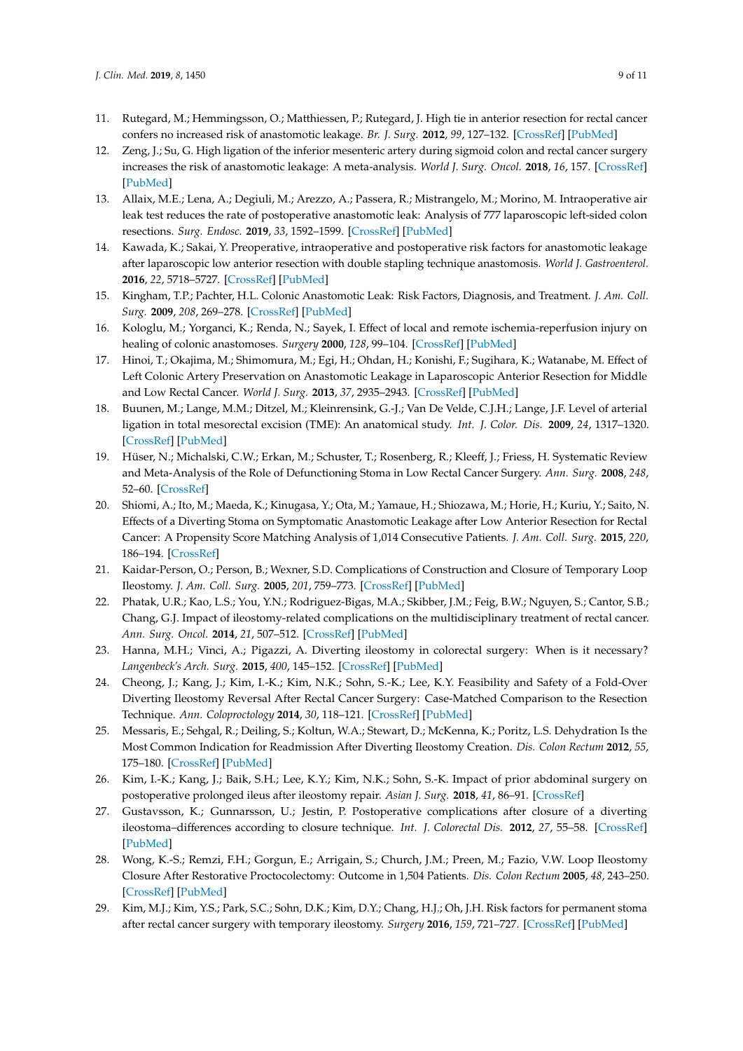11. Rutegard, M.; Hemmingsson, O.; Matthiessen, P.; Rutegard, J. High tie in anterior resection for rectal cancer confers no increased risk of anastomotic leakage. *Br. J. Surg.* **2012**, *99*, 127–132. [CrossRef] [PubMed]
12. Zeng, J.; Su, G. High ligation of the inferior mesenteric artery during sigmoid colon and rectal cancer surgery increases the risk of anastomotic leakage: A meta-analysis. *World J. Surg. Oncol.* **2018**, *16*, 157. [CrossRef] [PubMed]
13. Allaix, M.E.; Lena, A.; Degiuli, M.; Arezzo, A.; Passera, R.; Mistrangelo, M.; Morino, M. Intraoperative air leak test reduces the rate of postoperative anastomotic leak: Analysis of 777 laparoscopic left-sided colon resections. *Surg. Endosc.* **2019**, *33*, 1592–1599. [CrossRef] [PubMed]
14. Kawada, K.; Sakai, Y. Preoperative, intraoperative and postoperative risk factors for anastomotic leakage after laparoscopic low anterior resection with double stapling technique anastomosis. *World J. Gastroenterol.* **2016**, *22*, 5718–5727. [CrossRef] [PubMed]
15. Kingham, T.P.; Pachter, H.L. Colonic Anastomotic Leak: Risk Factors, Diagnosis, and Treatment. *J. Am. Coll. Surg.* **2009**, *208*, 269–278. [CrossRef] [PubMed]
16. Kologlu, M.; Yorganci, K.; Renda, N.; Sayek, I. Effect of local and remote ischemia-reperfusion injury on healing of colonic anastomoses. *Surgery* **2000**, *128*, 99–104. [CrossRef] [PubMed]
17. Hinoi, T.; Okajima, M.; Shimomura, M.; Egi, H.; Ohdan, H.; Konishi, F.; Sugihara, K.; Watanabe, M. Effect of Left Colonic Artery Preservation on Anastomotic Leakage in Laparoscopic Anterior Resection for Middle and Low Rectal Cancer. *World J. Surg.* **2013**, *37*, 2935–2943. [CrossRef] [PubMed]
18. Buunen, M.; Lange, M.M.; Ditzel, M.; Kleinrensink, G.-J.; Van De Velde, C.J.H.; Lange, J.F. Level of arterial ligation in total mesorectal excision (TME): An anatomical study. *Int. J. Color. Dis.* **2009**, *24*, 1317–1320. [CrossRef] [PubMed]
19. Hüser, N.; Michalski, C.W.; Erkan, M.; Schuster, T.; Rosenberg, R.; Kleeff, J.; Friess, H. Systematic Review and Meta-Analysis of the Role of Defunctioning Stoma in Low Rectal Cancer Surgery. *Ann. Surg.* **2008**, *248*, 52–60. [CrossRef]
20. Shiomi, A.; Ito, M.; Maeda, K.; Kinugasa, Y.; Ota, M.; Yamaue, H.; Shiozawa, M.; Horie, H.; Kuriu, Y.; Saito, N. Effects of a Diverting Stoma on Symptomatic Anastomotic Leakage after Low Anterior Resection for Rectal Cancer: A Propensity Score Matching Analysis of 1,014 Consecutive Patients. *J. Am. Coll. Surg.* **2015**, *220*, 186–194. [CrossRef]
21. Kaidar-Person, O.; Person, B.; Wexner, S.D. Complications of Construction and Closure of Temporary Loop Ileostomy. *J. Am. Coll. Surg.* **2005**, *201*, 759–773. [CrossRef] [PubMed]
22. Phatak, U.R.; Kao, L.S.; You, Y.N.; Rodriguez-Bigas, M.A.; Skibber, J.M.; Feig, B.W.; Nguyen, S.; Cantor, S.B.; Chang, G.J. Impact of ileostomy-related complications on the multidisciplinary treatment of rectal cancer. *Ann. Surg. Oncol.* **2014**, *21*, 507–512. [CrossRef] [PubMed]
23. Hanna, M.H.; Vinci, A.; Pigazzi, A. Diverting ileostomy in colorectal surgery: When is it necessary? *Langenbeck's Arch. Surg.* **2015**, *400*, 145–152. [CrossRef] [PubMed]
24. Cheong, J.; Kang, J.; Kim, I.-K.; Kim, N.K.; Sohn, S.-K.; Lee, K.Y. Feasibility and Safety of a Fold-Over Diverting Ileostomy Reversal After Rectal Cancer Surgery: Case-Matched Comparison to the Resection Technique. *Ann. Coloproctology* **2014**, *30*, 118–121. [CrossRef] [PubMed]
25. Messaris, E.; Sehgal, R.; Deiling, S.; Koltun, W.A.; Stewart, D.; McKenna, K.; Poritz, L.S. Dehydration Is the Most Common Indication for Readmission After Diverting Ileostomy Creation. *Dis. Colon Rectum* **2012**, *55*, 175–180. [CrossRef] [PubMed]
26. Kim, I.-K.; Kang, J.; Baik, S.H.; Lee, K.Y.; Kim, N.K.; Sohn, S.-K. Impact of prior abdominal surgery on postoperative prolonged ileus after ileostomy repair. *Asian J. Surg.* **2018**, *41*, 86–91. [CrossRef]
27. Gustavsson, K.; Gunnarsson, U.; Jestin, P. Postoperative complications after closure of a diverting ileostoma–differences according to closure technique. *Int. J. Colorectal Dis.* **2012**, *27*, 55–58. [CrossRef] [PubMed]
28. Wong, K.-S.; Remzi, F.H.; Gorgun, E.; Arrigain, S.; Church, J.M.; Preen, M.; Fazio, V.W. Loop Ileostomy Closure After Restorative Proctocolectomy: Outcome in 1,504 Patients. *Dis. Colon Rectum* **2005**, *48*, 243–250. [CrossRef] [PubMed]
29. Kim, M.J.; Kim, Y.S.; Park, S.C.; Sohn, D.K.; Kim, D.Y.; Chang, H.J.; Oh, J.H. Risk factors for permanent stoma after rectal cancer surgery with temporary ileostomy. *Surgery* **2016**, *159*, 721–727. [CrossRef] [PubMed]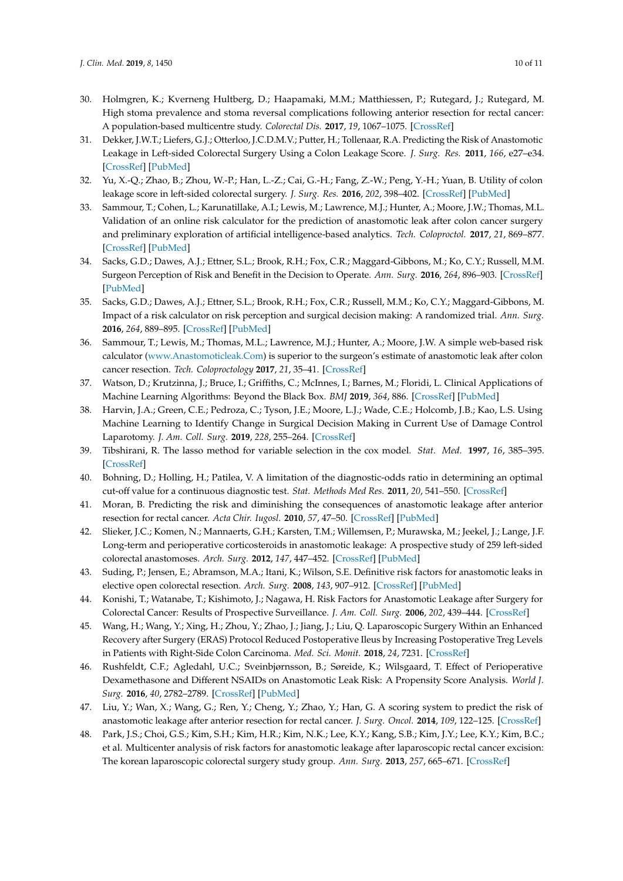30. Holmgren, K.; Kverneng Hultberg, D.; Haapamaki, M.M.; Matthiessen, P.; Rutegard, J.; Rutegard, M. High stoma prevalence and stoma reversal complications following anterior resection for rectal cancer: A population-based multicentre study. *Colorectal Dis.* **2017**, *19*, 1067–1075. [CrossRef]
31. Dekker, J.W.T.; Liefers, G.J.; Otterloo, J.C.D.M.V.; Putter, H.; Tollenaar, R.A. Predicting the Risk of Anastomotic Leakage in Left-sided Colorectal Surgery Using a Colon Leakage Score. *J. Surg. Res.* **2011**, *166*, e27–e34. [CrossRef] [PubMed]
32. Yu, X.-Q.; Zhao, B.; Zhou, W.-P.; Han, L.-Z.; Cai, G.-H.; Fang, Z.-W.; Peng, Y.-H.; Yuan, B. Utility of colon leakage score in left-sided colorectal surgery. *J. Surg. Res.* **2016**, *202*, 398–402. [CrossRef] [PubMed]
33. Sammour, T.; Cohen, L.; Karunatillake, A.I.; Lewis, M.; Lawrence, M.J.; Hunter, A.; Moore, J.W.; Thomas, M.L. Validation of an online risk calculator for the prediction of anastomotic leak after colon cancer surgery and preliminary exploration of artificial intelligence-based analytics. *Tech. Coloproctol.* **2017**, *21*, 869–877. [CrossRef] [PubMed]
34. Sacks, G.D.; Dawes, A.J.; Ettner, S.L.; Brook, R.H.; Fox, C.R.; Maggard-Gibbons, M.; Ko, C.Y.; Russell, M.M. Surgeon Perception of Risk and Benefit in the Decision to Operate. *Ann. Surg.* **2016**, *264*, 896–903. [CrossRef] [PubMed]
35. Sacks, G.D.; Dawes, A.J.; Ettner, S.L.; Brook, R.H.; Fox, C.R.; Russell, M.M.; Ko, C.Y.; Maggard-Gibbons, M. Impact of a risk calculator on risk perception and surgical decision making: A randomized trial. *Ann. Surg.* **2016**, *264*, 889–895. [CrossRef] [PubMed]
36. Sammour, T.; Lewis, M.; Thomas, M.L.; Lawrence, M.J.; Hunter, A.; Moore, J.W. A simple web-based risk calculator (www.Anastomoticleak.Com) is superior to the surgeon's estimate of anastomotic leak after colon cancer resection. *Tech. Coloproctology* **2017**, *21*, 35–41. [CrossRef]
37. Watson, D.; Krutzinna, J.; Bruce, I.; Griffiths, C.; McInnes, I.; Barnes, M.; Floridi, L. Clinical Applications of Machine Learning Algorithms: Beyond the Black Box. *BMJ* **2019**, *364*, 886. [CrossRef] [PubMed]
38. Harvin, J.A.; Green, C.E.; Pedroza, C.; Tyson, J.E.; Moore, L.J.; Wade, C.E.; Holcomb, J.B.; Kao, L.S. Using Machine Learning to Identify Change in Surgical Decision Making in Current Use of Damage Control Laparotomy. *J. Am. Coll. Surg.* **2019**, *228*, 255–264. [CrossRef]
39. Tibshirani, R. The lasso method for variable selection in the cox model. *Stat. Med.* **1997**, *16*, 385–395. [CrossRef]
40. Bohning, D.; Holling, H.; Patilea, V. A limitation of the diagnostic-odds ratio in determining an optimal cut-off value for a continuous diagnostic test. *Stat. Methods Med Res.* **2011**, *20*, 541–550. [CrossRef]
41. Moran, B. Predicting the risk and diminishing the consequences of anastomotic leakage after anterior resection for rectal cancer. *Acta Chir. Iugosl.* **2010**, *57*, 47–50. [CrossRef] [PubMed]
42. Slieker, J.C.; Komen, N.; Mannaerts, G.H.; Karsten, T.M.; Willemsen, P.; Murawska, M.; Jeekel, J.; Lange, J.F. Long-term and perioperative corticosteroids in anastomotic leakage: A prospective study of 259 left-sided colorectal anastomoses. *Arch. Surg.* **2012**, *147*, 447–452. [CrossRef] [PubMed]
43. Suding, P.; Jensen, E.; Abramson, M.A.; Itani, K.; Wilson, S.E. Definitive risk factors for anastomotic leaks in elective open colorectal resection. *Arch. Surg.* **2008**, *143*, 907–912. [CrossRef] [PubMed]
44. Konishi, T.; Watanabe, T.; Kishimoto, J.; Nagawa, H. Risk Factors for Anastomotic Leakage after Surgery for Colorectal Cancer: Results of Prospective Surveillance. *J. Am. Coll. Surg.* **2006**, *202*, 439–444. [CrossRef]
45. Wang, H.; Wang, Y.; Xing, H.; Zhou, Y.; Zhao, J.; Jiang, J.; Liu, Q. Laparoscopic Surgery Within an Enhanced Recovery after Surgery (ERAS) Protocol Reduced Postoperative Ileus by Increasing Postoperative Treg Levels in Patients with Right-Side Colon Carcinoma. *Med. Sci. Monit.* **2018**, *24*, 7231. [CrossRef]
46. Rushfeldt, C.F.; Agledahl, U.C.; Sveinbjørnsson, B.; Søreide, K.; Wilsgaard, T. Effect of Perioperative Dexamethasone and Different NSAIDs on Anastomotic Leak Risk: A Propensity Score Analysis. *World J. Surg.* **2016**, *40*, 2782–2789. [CrossRef] [PubMed]
47. Liu, Y.; Wan, X.; Wang, G.; Ren, Y.; Cheng, Y.; Zhao, Y.; Han, G. A scoring system to predict the risk of anastomotic leakage after anterior resection for rectal cancer. *J. Surg. Oncol.* **2014**, *109*, 122–125. [CrossRef]
48. Park, J.S.; Choi, G.S.; Kim, S.H.; Kim, H.R.; Kim, N.K.; Lee, K.Y.; Kang, S.B.; Kim, J.Y.; Lee, K.Y.; Kim, B.C.; et al. Multicenter analysis of risk factors for anastomotic leakage after laparoscopic rectal cancer excision: The korean laparoscopic colorectal surgery study group. *Ann. Surg.* **2013**, *257*, 665–671. [CrossRef]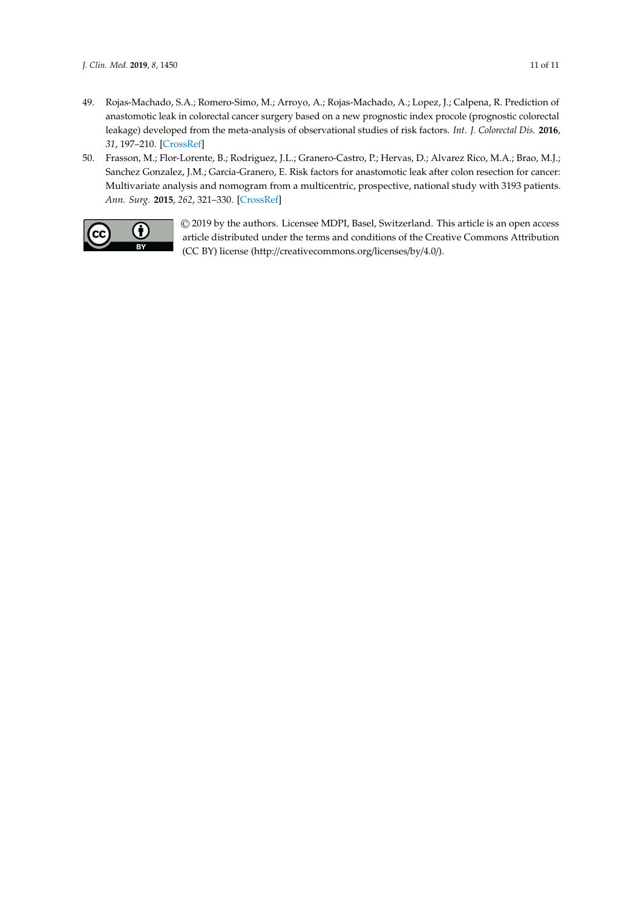49. Rojas-Machado, S.A.; Romero-Simo, M.; Arroyo, A.; Rojas-Machado, A.; Lopez, J.; Calpena, R. Prediction of anastomotic leak in colorectal cancer surgery based on a new prognostic index procole (prognostic colorectal leakage) developed from the meta-analysis of observational studies of risk factors. *Int. J. Colorectal Dis.* **2016**, *31*, 197–210. [CrossRef]
50. Frasson, M.; Flor-Lorente, B.; Rodriguez, J.L.; Granero-Castro, P.; Hervas, D.; Alvarez Rico, M.A.; Brao, M.J.; Sanchez Gonzalez, J.M.; Garcia-Granero, E. Risk factors for anastomotic leak after colon resection for cancer: Multivariate analysis and nomogram from a multicentric, prospective, national study with 3193 patients. *Ann. Surg.* **2015**, *262*, 321–330. [CrossRef]

© 2019 by the authors. Licensee MDPI, Basel, Switzerland. This article is an open access article distributed under the terms and conditions of the Creative Commons Attribution (CC BY) license (http://creativecommons.org/licenses/by/4.0/).